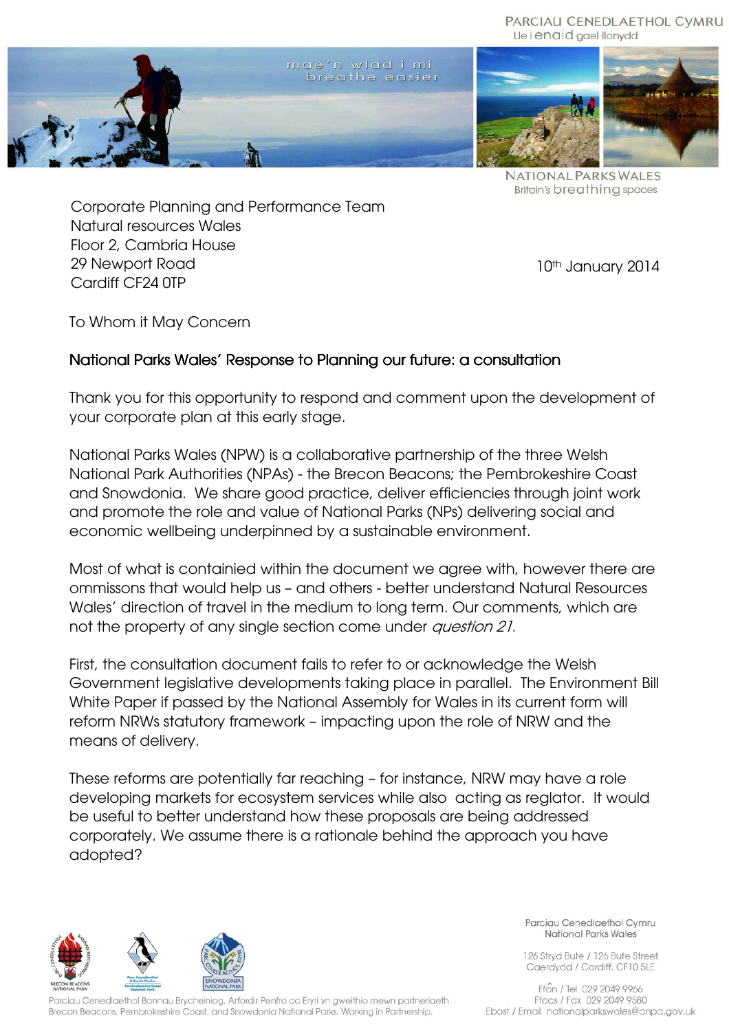PARCIAU CENEDLAETHOL CYMRU
Lle i enaid gael llonydd

mae'n wlad i mi
breathe easier

NATIONAL PARKS WALES
Britain's breathing spaces

Corporate Planning and Performance Team
Natural resources Wales
Floor 2, Cambria House
29 Newport Road
Cardiff CF24 0TP

10th January 2014

To Whom it May Concern

## National Parks Wales' Response to Planning our future: a consultation

Thank you for this opportunity to respond and comment upon the development of your corporate plan at this early stage.

National Parks Wales (NPW) is a collaborative partnership of the three Welsh National Park Authorities (NPAs) - the Brecon Beacons; the Pembrokeshire Coast and Snowdonia. We share good practice, deliver efficiencies through joint work and promote the role and value of National Parks (NPs) delivering social and economic wellbeing underpinned by a sustainable environment.

Most of what is containied within the document we agree with, however there are ommissons that would help us – and others - better understand Natural Resources Wales' direction of travel in the medium to long term. Our comments, which are not the property of any single section come under *question 21*.

First, the consultation document fails to refer to or acknowledge the Welsh Government legislative developments taking place in parallel. The Environment Bill White Paper if passed by the National Assembly for Wales in its current form will reform NRWs statutory framework – impacting upon the role of NRW and the means of delivery.

These reforms are potentially far reaching – for instance, NRW may have a role developing markets for ecosystem services while also acting as reglator. It would be useful to better understand how these proposals are being addressed corporately. We assume there is a rationale behind the approach you have adopted?

Parciau Cenedlaethol Bannau Brycheiniog, Arfordir Penfro ac Eryri yn gweithio mewn partneriaeth
Brecon Beacons, Pembrokeshire Coast, and Snowdonia National Parks. Working in Partnership.

Parciau Cenedlaethol Cymru
National Parks Wales

126 Stryd Bute / 126 Bute Street
Caerdydd / Cardiff. CF10 5LE

Ffôn / Tel 029 2049 9966
Ffacs / Fax 029 2049 9580
Ebost / Email nationalparkswales@anpa.gov.uk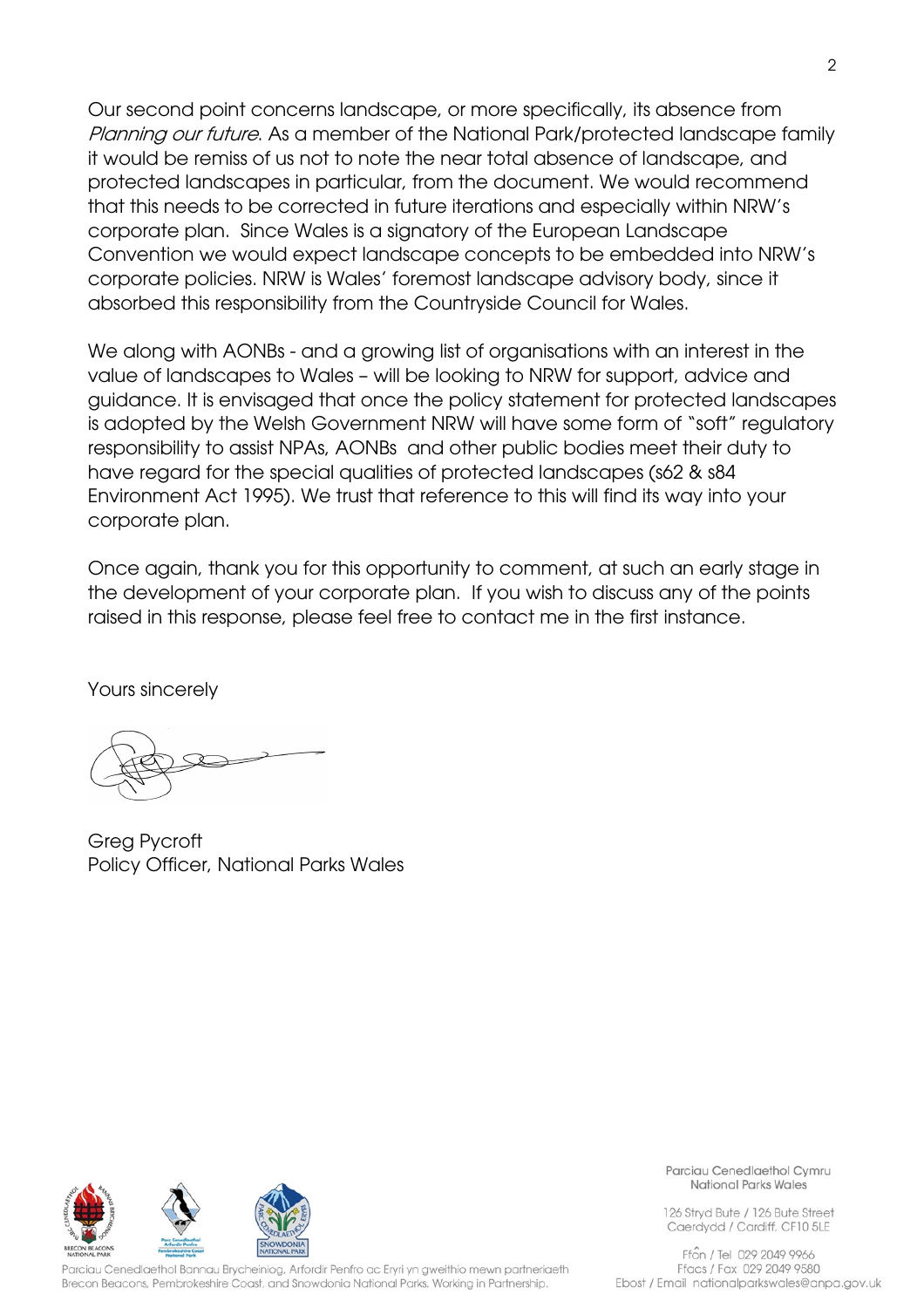Our second point concerns landscape, or more specifically, its absence from *Planning our future*. As a member of the National Park/protected landscape family it would be remiss of us not to note the near total absence of landscape, and protected landscapes in particular, from the document. We would recommend that this needs to be corrected in future iterations and especially within NRW's corporate plan. Since Wales is a signatory of the European Landscape Convention we would expect landscape concepts to be embedded into NRW's corporate policies. NRW is Wales' foremost landscape advisory body, since it absorbed this responsibility from the Countryside Council for Wales.

We along with AONBs - and a growing list of organisations with an interest in the value of landscapes to Wales – will be looking to NRW for support, advice and guidance. It is envisaged that once the policy statement for protected landscapes is adopted by the Welsh Government NRW will have some form of "soft" regulatory responsibility to assist NPAs, AONBs and other public bodies meet their duty to have regard for the special qualities of protected landscapes (s62 & s84 Environment Act 1995). We trust that reference to this will find its way into your corporate plan.

Once again, thank you for this opportunity to comment, at such an early stage in the development of your corporate plan. If you wish to discuss any of the points raised in this response, please feel free to contact me in the first instance.

Yours sincerely

Greg Pycroft
Policy Officer, National Parks Wales

Parciau Cenedlaethol Bannau Brycheiniog, Arfordir Penfro ac Eryri yn gweithio mewn partneriaeth
Brecon Beacons, Pembrokeshire Coast, and Snowdonia National Parks. Working in Partnership.

Parciau Cenedlaethol Cymru
National Parks Wales

126 Stryd Bute / 126 Bute Street
Caerdydd / Cardiff, CF10 5LE

Ffôn / Tel 029 2049 9966
Ffacs / Fax 029 2049 9580
Ebost / Email nationalparkswales@anpa.gov.uk